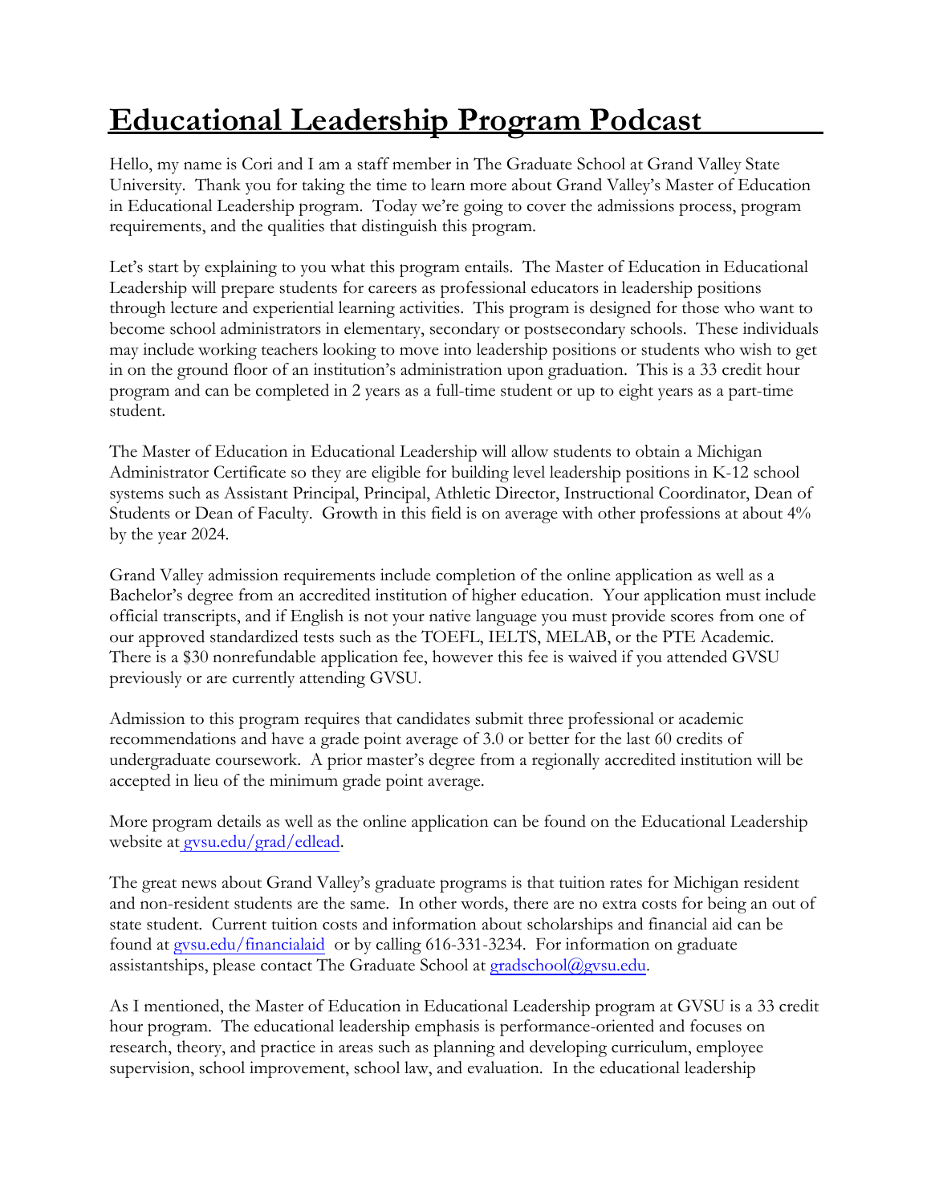# Educational Leadership Program Podcast

Hello, my name is Cori and I am a staff member in The Graduate School at Grand Valley State University. Thank you for taking the time to learn more about Grand Valley's Master of Education in Educational Leadership program. Today we're going to cover the admissions process, program requirements, and the qualities that distinguish this program.

Let's start by explaining to you what this program entails. The Master of Education in Educational Leadership will prepare students for careers as professional educators in leadership positions through lecture and experiential learning activities. This program is designed for those who want to become school administrators in elementary, secondary or postsecondary schools. These individuals may include working teachers looking to move into leadership positions or students who wish to get in on the ground floor of an institution's administration upon graduation. This is a 33 credit hour program and can be completed in 2 years as a full-time student or up to eight years as a part-time student.

The Master of Education in Educational Leadership will allow students to obtain a Michigan Administrator Certificate so they are eligible for building level leadership positions in K-12 school systems such as Assistant Principal, Principal, Athletic Director, Instructional Coordinator, Dean of Students or Dean of Faculty. Growth in this field is on average with other professions at about 4% by the year 2024.

Grand Valley admission requirements include completion of the online application as well as a Bachelor's degree from an accredited institution of higher education. Your application must include official transcripts, and if English is not your native language you must provide scores from one of our approved standardized tests such as the TOEFL, IELTS, MELAB, or the PTE Academic. There is a $30 nonrefundable application fee, however this fee is waived if you attended GVSU previously or are currently attending GVSU.

Admission to this program requires that candidates submit three professional or academic recommendations and have a grade point average of 3.0 or better for the last 60 credits of undergraduate coursework. A prior master's degree from a regionally accredited institution will be accepted in lieu of the minimum grade point average.

More program details as well as the online application can be found on the Educational Leadership website at [gvsu.edu/grad/edlead](gvsu.edu/grad/edlead).

The great news about Grand Valley's graduate programs is that tuition rates for Michigan resident and non-resident students are the same. In other words, there are no extra costs for being an out of state student. Current tuition costs and information about scholarships and financial aid can be found at [gvsu.edu/financialaid](gvsu.edu/financialaid) or by calling 616-331-3234. For information on graduate assistantships, please contact The Graduate School at [gradschool@gvsu.edu](mailto:gradschool@gvsu.edu).

As I mentioned, the Master of Education in Educational Leadership program at GVSU is a 33 credit hour program. The educational leadership emphasis is performance-oriented and focuses on research, theory, and practice in areas such as planning and developing curriculum, employee supervision, school improvement, school law, and evaluation. In the educational leadership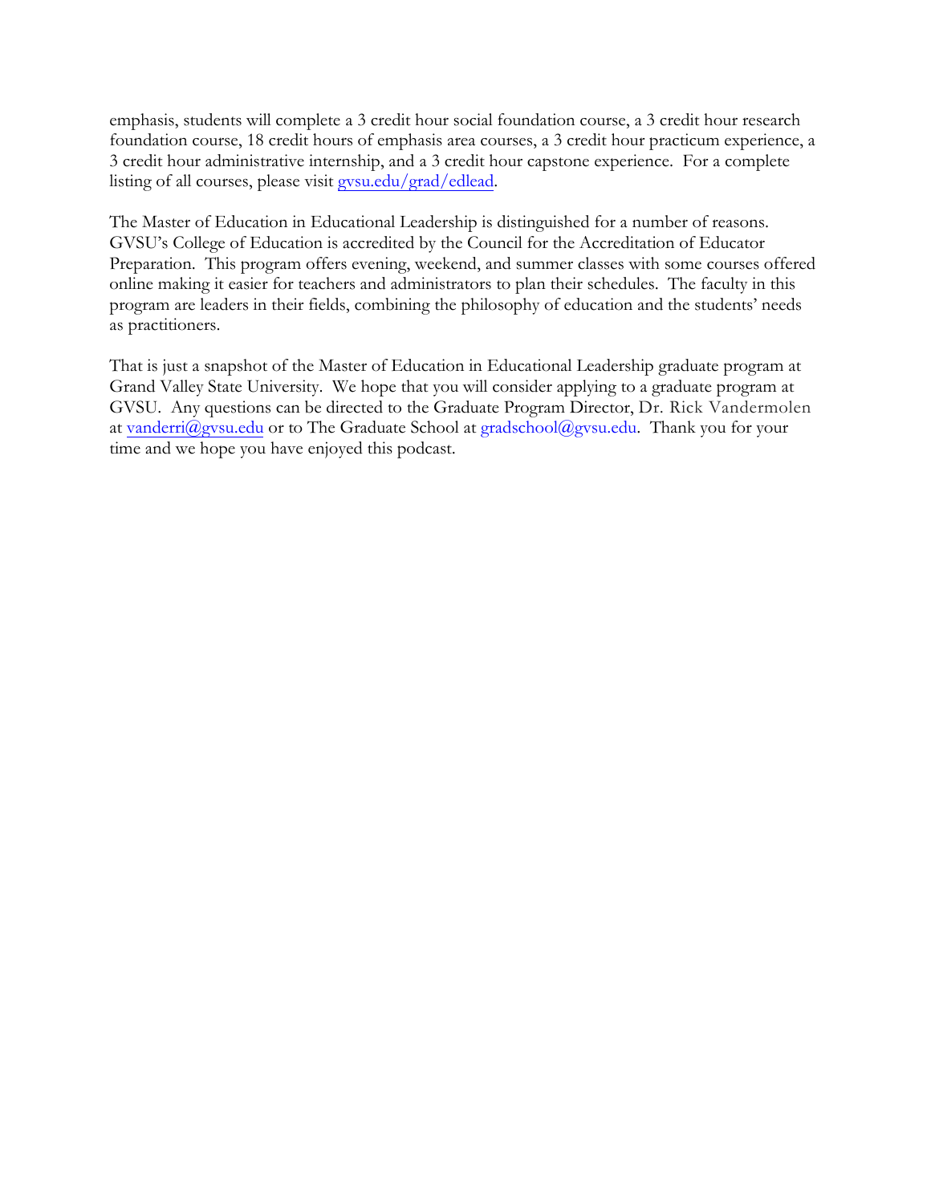emphasis, students will complete a 3 credit hour social foundation course, a 3 credit hour research foundation course, 18 credit hours of emphasis area courses, a 3 credit hour practicum experience, a 3 credit hour administrative internship, and a 3 credit hour capstone experience. For a complete listing of all courses, please visit gvsu.edu/grad/edlead.

The Master of Education in Educational Leadership is distinguished for a number of reasons. GVSU's College of Education is accredited by the Council for the Accreditation of Educator Preparation. This program offers evening, weekend, and summer classes with some courses offered online making it easier for teachers and administrators to plan their schedules. The faculty in this program are leaders in their fields, combining the philosophy of education and the students' needs as practitioners.

That is just a snapshot of the Master of Education in Educational Leadership graduate program at Grand Valley State University. We hope that you will consider applying to a graduate program at GVSU. Any questions can be directed to the Graduate Program Director, Dr. Rick Vandermolen at vanderri@gvsu.edu or to The Graduate School at gradschool@gvsu.edu. Thank you for your time and we hope you have enjoyed this podcast.